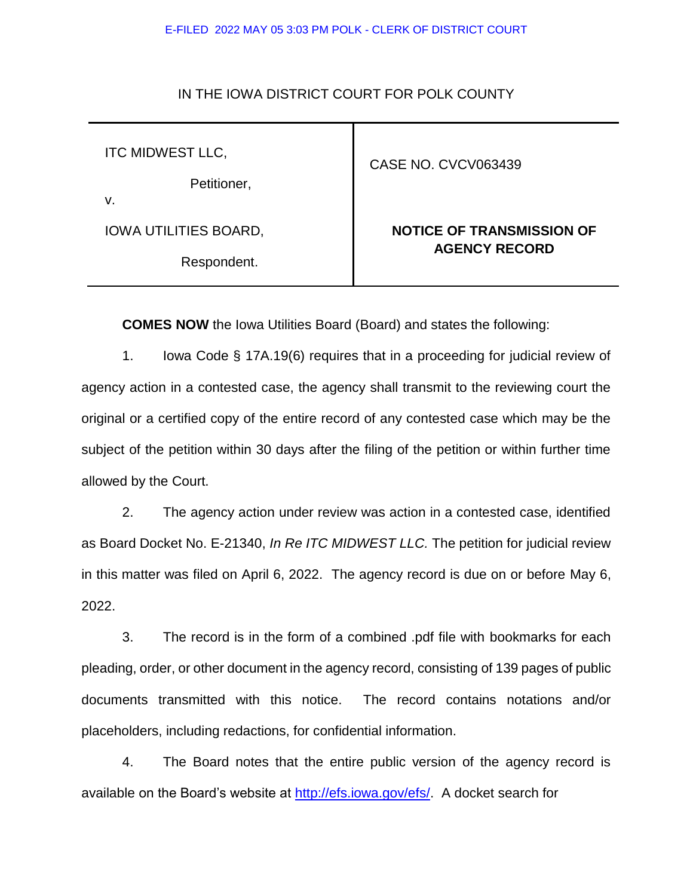E-FILED 2022 MAY 05 3:03 PM POLK - CLERK OF DISTRICT COURT

IN THE IOWA DISTRICT COURT FOR POLK COUNTY

| | |
|---|---|
| ITC MIDWEST LLC,<br><br>Petitioner,<br><br>v.<br><br>IOWA UTILITIES BOARD,<br><br>Respondent. | CASE NO. CVCV063439<br><br>**NOTICE OF TRANSMISSION OF AGENCY RECORD** |

**COMES NOW** the Iowa Utilities Board (Board) and states the following:

1. Iowa Code § 17A.19(6) requires that in a proceeding for judicial review of agency action in a contested case, the agency shall transmit to the reviewing court the original or a certified copy of the entire record of any contested case which may be the subject of the petition within 30 days after the filing of the petition or within further time allowed by the Court.

2. The agency action under review was action in a contested case, identified as Board Docket No. E-21340, *In Re ITC MIDWEST LLC.* The petition for judicial review in this matter was filed on April 6, 2022. The agency record is due on or before May 6, 2022.

3. The record is in the form of a combined .pdf file with bookmarks for each pleading, order, or other document in the agency record, consisting of 139 pages of public documents transmitted with this notice. The record contains notations and/or placeholders, including redactions, for confidential information.

4. The Board notes that the entire public version of the agency record is available on the Board's website at http://efs.iowa.gov/efs/. A docket search for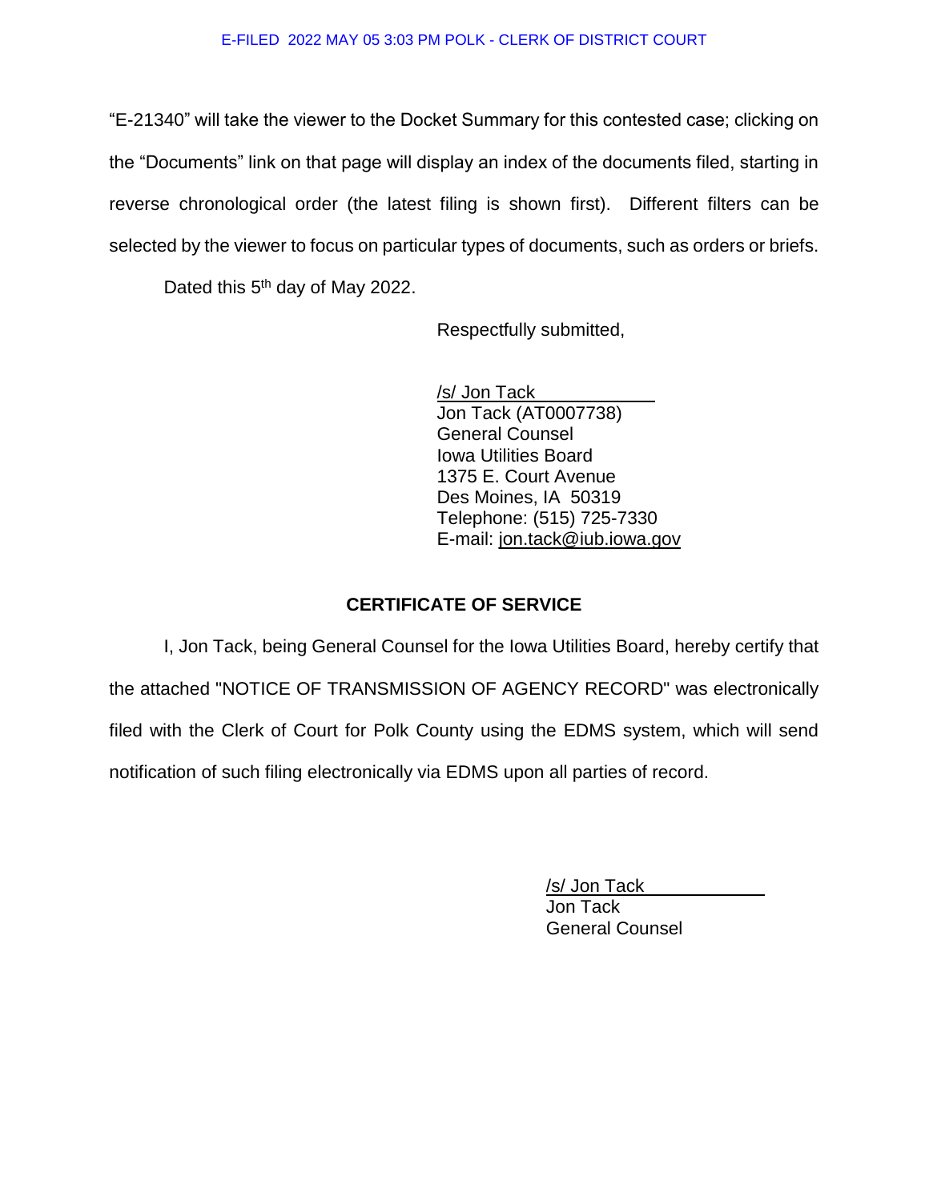"E-21340" will take the viewer to the Docket Summary for this contested case; clicking on the "Documents" link on that page will display an index of the documents filed, starting in reverse chronological order (the latest filing is shown first). Different filters can be selected by the viewer to focus on particular types of documents, such as orders or briefs.

Dated this 5th day of May 2022.

Respectfully submitted,

/s/ Jon Tack
Jon Tack (AT0007738)
General Counsel
Iowa Utilities Board
1375 E. Court Avenue
Des Moines, IA 50319
Telephone: (515) 725-7330
E-mail: jon.tack@iub.iowa.gov

## CERTIFICATE OF SERVICE

I, Jon Tack, being General Counsel for the Iowa Utilities Board, hereby certify that the attached "NOTICE OF TRANSMISSION OF AGENCY RECORD" was electronically filed with the Clerk of Court for Polk County using the EDMS system, which will send notification of such filing electronically via EDMS upon all parties of record.

/s/ Jon Tack
Jon Tack
General Counsel